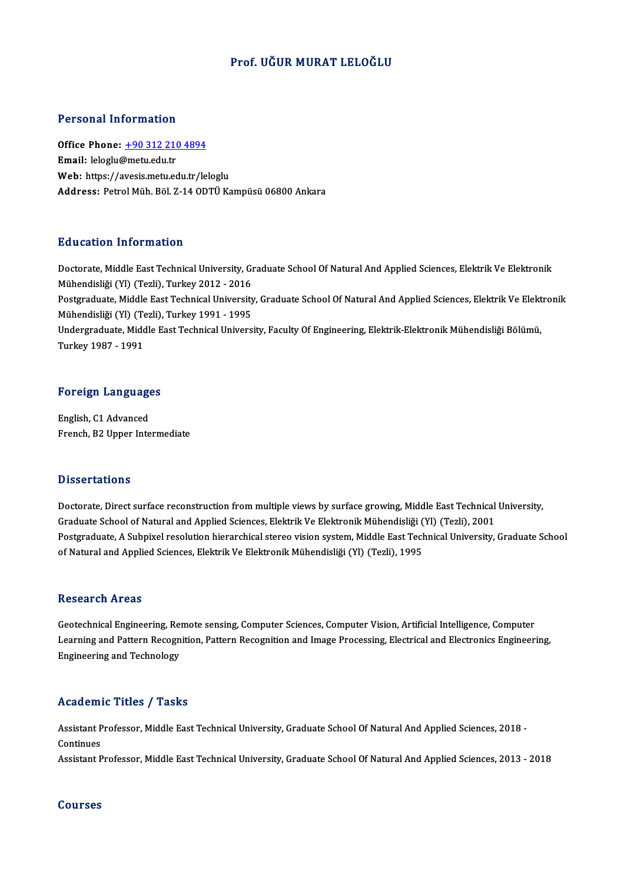# Prof. UĞUR MURAT LELOĞLU

## Personal Information

**Office Phone:** +90 312 210 4894
**Email:** leloglu@metu.edu.tr
**Web:** https://avesis.metu.edu.tr/leloglu
**Address:** Petrol Müh. Böl. Z-14 ODTÜ Kampüsü 06800 Ankara

## Education Information

Doctorate, Middle East Technical University, Graduate School Of Natural And Applied Sciences, Elektrik Ve Elektronik Mühendisliği (Yl) (Tezli), Turkey 2012 - 2016
Postgraduate, Middle East Technical University, Graduate School Of Natural And Applied Sciences, Elektrik Ve Elektronik Mühendisliği (Yl) (Tezli), Turkey 1991 - 1995
Undergraduate, Middle East Technical University, Faculty Of Engineering, Elektrik-Elektronik Mühendisliği Bölümü, Turkey 1987 - 1991

## Foreign Languages

English, C1 Advanced
French, B2 Upper Intermediate

## Dissertations

Doctorate, Direct surface reconstruction from multiple views by surface growing, Middle East Technical University, Graduate School of Natural and Applied Sciences, Elektrik Ve Elektronik Mühendisliği (Yl) (Tezli), 2001
Postgraduate, A Subpixel resolution hierarchical stereo vision system, Middle East Technical University, Graduate School of Natural and Applied Sciences, Elektrik Ve Elektronik Mühendisliği (Yl) (Tezli), 1995

## Research Areas

Geotechnical Engineering, Remote sensing, Computer Sciences, Computer Vision, Artificial Intelligence, Computer Learning and Pattern Recognition, Pattern Recognition and Image Processing, Electrical and Electronics Engineering, Engineering and Technology

## Academic Titles / Tasks

Assistant Professor, Middle East Technical University, Graduate School Of Natural And Applied Sciences, 2018 - Continues
Assistant Professor, Middle East Technical University, Graduate School Of Natural And Applied Sciences, 2013 - 2018

## Courses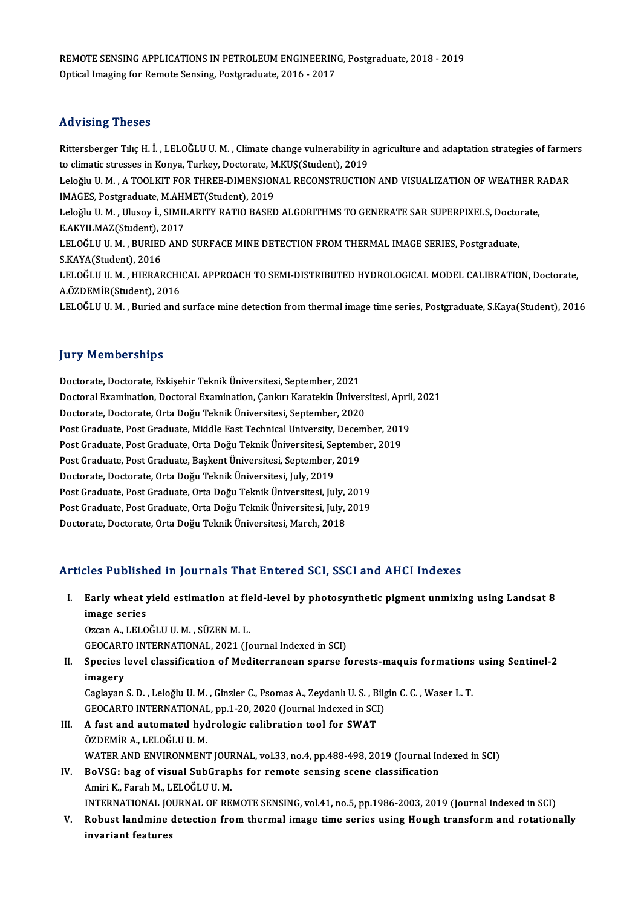REMOTE SENSING APPLICATIONS IN PETROLEUM ENGINEERING, Postgraduate, 2018 - 2019
Optical Imaging for Remote Sensing, Postgraduate, 2016 - 2017

## Advising Theses

Rittersberger Tılıç H. İ. , LELOĞLU U. M. , Climate change vulnerability in agriculture and adaptation strategies of farmers to climatic stresses in Konya, Turkey, Doctorate, M.KUŞ(Student), 2019
Leloğlu U. M. , A TOOLKIT FOR THREE-DIMENSIONAL RECONSTRUCTION AND VISUALIZATION OF WEATHER RADAR IMAGES, Postgraduate, M.AHMET(Student), 2019
Leloğlu U. M. , Ulusoy İ., SIMILARITY RATIO BASED ALGORITHMS TO GENERATE SAR SUPERPIXELS, Doctorate, E.AKYILMAZ(Student), 2017
LELOĞLU U. M. , BURIED AND SURFACE MINE DETECTION FROM THERMAL IMAGE SERIES, Postgraduate, S.KAYA(Student), 2016
LELOĞLU U. M. , HIERARCHICAL APPROACH TO SEMI-DISTRIBUTED HYDROLOGICAL MODEL CALIBRATION, Doctorate, A.ÖZDEMİR(Student), 2016
LELOĞLU U. M. , Buried and surface mine detection from thermal image time series, Postgraduate, S.Kaya(Student), 2016

## Jury Memberships

Doctorate, Doctorate, Eskişehir Teknik Üniversitesi, September, 2021
Doctoral Examination, Doctoral Examination, Çankırı Karatekin Üniversitesi, April, 2021
Doctorate, Doctorate, Orta Doğu Teknik Üniversitesi, September, 2020
Post Graduate, Post Graduate, Middle East Technical University, December, 2019
Post Graduate, Post Graduate, Orta Doğu Teknik Üniversitesi, September, 2019
Post Graduate, Post Graduate, Başkent Üniversitesi, September, 2019
Doctorate, Doctorate, Orta Doğu Teknik Üniversitesi, July, 2019
Post Graduate, Post Graduate, Orta Doğu Teknik Üniversitesi, July, 2019
Post Graduate, Post Graduate, Orta Doğu Teknik Üniversitesi, July, 2019
Doctorate, Doctorate, Orta Doğu Teknik Üniversitesi, March, 2018

## Articles Published in Journals That Entered SCI, SSCI and AHCI Indexes

I. **Early wheat yield estimation at field-level by photosynthetic pigment unmixing using Landsat 8 image series**
   Ozcan A., LELOĞLU U. M. , SÜZEN M. L.
   GEOCARTO INTERNATIONAL, 2021 (Journal Indexed in SCI)
II. **Species level classification of Mediterranean sparse forests-maquis formations using Sentinel-2 imagery**
   Caglayan S. D. , Leloğlu U. M. , Ginzler C., Psomas A., Zeydanlı U. S. , Bilgin C. C. , Waser L. T.
   GEOCARTO INTERNATIONAL, pp.1-20, 2020 (Journal Indexed in SCI)
III. **A fast and automated hydrologic calibration tool for SWAT**
   ÖZDEMİR A., LELOĞLU U. M.
   WATER AND ENVIRONMENT JOURNAL, vol.33, no.4, pp.488-498, 2019 (Journal Indexed in SCI)
IV. **BoVSG: bag of visual SubGraphs for remote sensing scene classification**
   Amiri K., Farah M., LELOĞLU U. M.
   INTERNATIONAL JOURNAL OF REMOTE SENSING, vol.41, no.5, pp.1986-2003, 2019 (Journal Indexed in SCI)
V. **Robust landmine detection from thermal image time series using Hough transform and rotationally invariant features**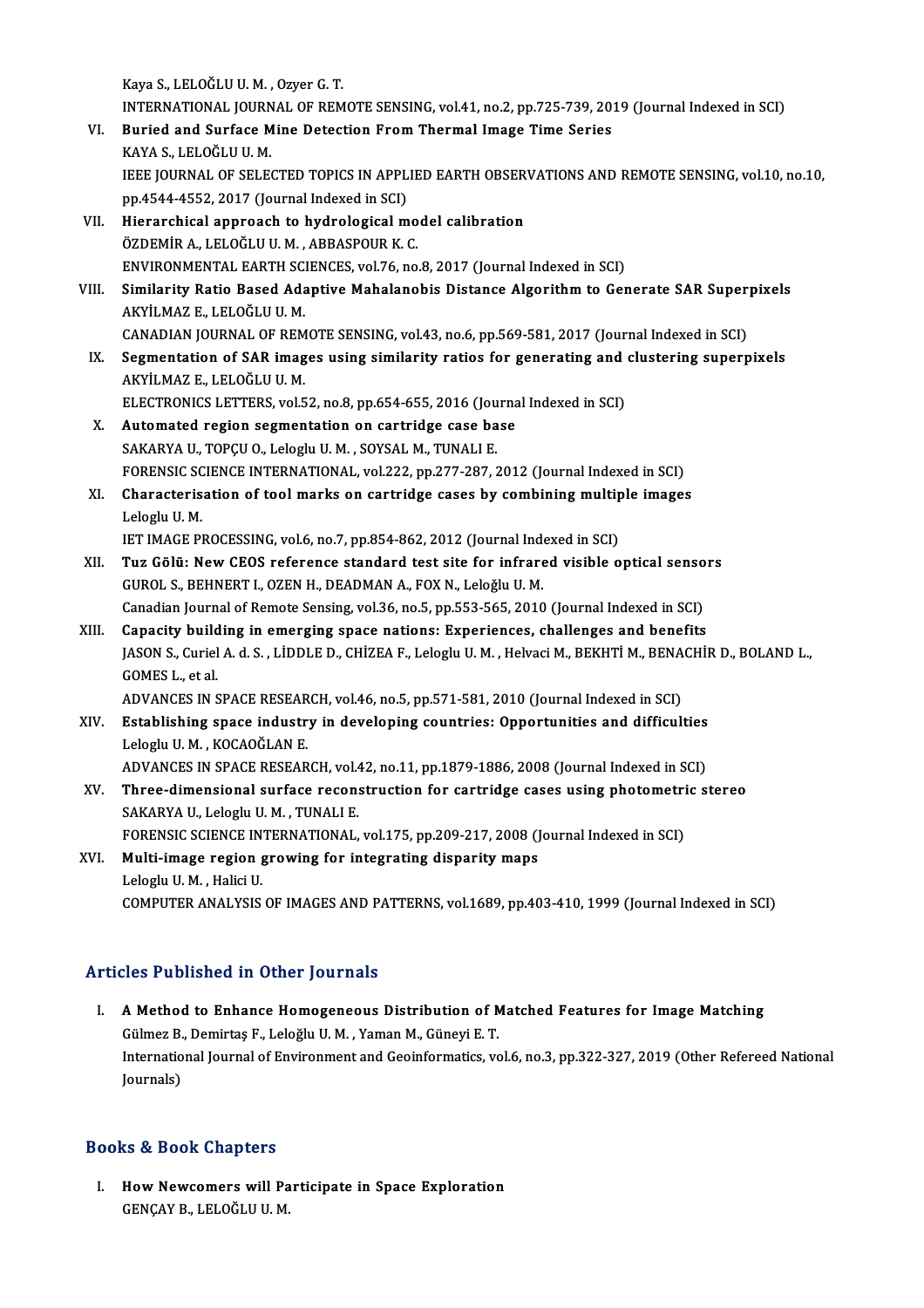Kaya S., LELOĞLU U. M. , Ozyer G. T.
INTERNATIONAL JOURNAL OF REMOTE SENSING, vol.41, no.2, pp.725-739, 2019 (Journal Indexed in SCI)

VI. **Buried and Surface Mine Detection From Thermal Image Time Series**
KAYA S., LELOĞLU U. M.
IEEE JOURNAL OF SELECTED TOPICS IN APPLIED EARTH OBSERVATIONS AND REMOTE SENSING, vol.10, no.10, pp.4544-4552, 2017 (Journal Indexed in SCI)

VII. **Hierarchical approach to hydrological model calibration**
ÖZDEMİR A., LELOĞLU U. M. , ABBASPOUR K. C.
ENVIRONMENTAL EARTH SCIENCES, vol.76, no.8, 2017 (Journal Indexed in SCI)

VIII. **Similarity Ratio Based Adaptive Mahalanobis Distance Algorithm to Generate SAR Superpixels**
AKYİLMAZ E., LELOĞLU U. M.
CANADIAN JOURNAL OF REMOTE SENSING, vol.43, no.6, pp.569-581, 2017 (Journal Indexed in SCI)

IX. **Segmentation of SAR images using similarity ratios for generating and clustering superpixels**
AKYİLMAZ E., LELOĞLU U. M.
ELECTRONICS LETTERS, vol.52, no.8, pp.654-655, 2016 (Journal Indexed in SCI)

X. **Automated region segmentation on cartridge case base**
SAKARYA U., TOPÇU O., Leloglu U. M. , SOYSAL M., TUNALI E.
FORENSIC SCIENCE INTERNATIONAL, vol.222, pp.277-287, 2012 (Journal Indexed in SCI)

XI. **Characterisation of tool marks on cartridge cases by combining multiple images**
Leloglu U. M.
IET IMAGE PROCESSING, vol.6, no.7, pp.854-862, 2012 (Journal Indexed in SCI)

XII. **Tuz Gölü: New CEOS reference standard test site for infrared visible optical sensors**
GUROL S., BEHNERT I., OZEN H., DEADMAN A., FOX N., Leloğlu U. M.
Canadian Journal of Remote Sensing, vol.36, no.5, pp.553-565, 2010 (Journal Indexed in SCI)

XIII. **Capacity building in emerging space nations: Experiences, challenges and benefits**
JASON S., Curiel A. d. S. , LİDDLE D., CHİZEA F., Leloglu U. M. , Helvaci M., BEKHTİ M., BENACHİR D., BOLAND L., GOMES L., et al.
ADVANCES IN SPACE RESEARCH, vol.46, no.5, pp.571-581, 2010 (Journal Indexed in SCI)

XIV. **Establishing space industry in developing countries: Opportunities and difficulties**
Leloglu U. M. , KOCAOĞLAN E.
ADVANCES IN SPACE RESEARCH, vol.42, no.11, pp.1879-1886, 2008 (Journal Indexed in SCI)

XV. **Three-dimensional surface reconstruction for cartridge cases using photometric stereo**
SAKARYA U., Leloglu U. M. , TUNALI E.
FORENSIC SCIENCE INTERNATIONAL, vol.175, pp.209-217, 2008 (Journal Indexed in SCI)

XVI. **Multi-image region growing for integrating disparity maps**
Leloglu U. M. , Halici U.
COMPUTER ANALYSIS OF IMAGES AND PATTERNS, vol.1689, pp.403-410, 1999 (Journal Indexed in SCI)

## Articles Published in Other Journals

I. **A Method to Enhance Homogeneous Distribution of Matched Features for Image Matching**
Gülmez B., Demirtaş F., Leloğlu U. M. , Yaman M., Güneyi E. T.
International Journal of Environment and Geoinformatics, vol.6, no.3, pp.322-327, 2019 (Other Refereed National Journals)

## Books & Book Chapters

I. **How Newcomers will Participate in Space Exploration**
GENÇAY B., LELOĞLU U. M.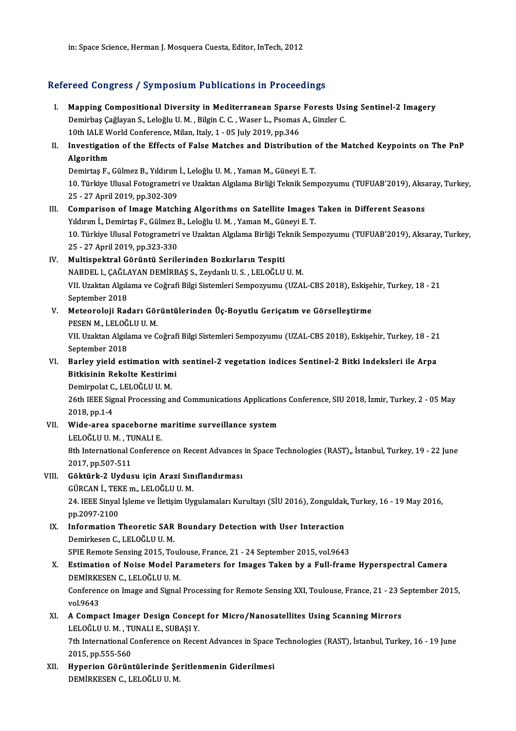in: Space Science, Herman J. Mosquera Cuesta, Editor, InTech, 2012

## Refereed Congress / Symposium Publications in Proceedings

I. **Mapping Compositional Diversity in Mediterranean Sparse Forests Using Sentinel-2 Imagery**
Demirbaş Çağlayan S., Leloğlu U. M. , Bilgin C. C. , Waser L., Psomas A., Ginzler C.
10th IALE World Conference, Milan, Italy, 1 - 05 July 2019, pp.346

II. **Investigation of the Effects of False Matches and Distribution of the Matched Keypoints on The PnP Algorithm**
Demirtaş F., Gülmez B., Yıldırım İ., Leloğlu U. M. , Yaman M., Güneyi E. T.
10. Türkiye Ulusal Fotogrametri ve Uzaktan Algılama Birliği Teknik Sempozyumu (TUFUAB'2019), Aksaray, Turkey, 25 - 27 April 2019, pp.302-309

III. **Comparison of Image Matching Algorithms on Satellite Images Taken in Different Seasons**
Yıldırım İ., Demirtaş F., Gülmez B., Leloğlu U. M. , Yaman M., Güneyi E. T.
10. Türkiye Ulusal Fotogrametri ve Uzaktan Algılama Birliği Teknik Sempozyumu (TUFUAB'2019), Aksaray, Turkey, 25 - 27 April 2019, pp.323-330

IV. **Multispektral Görüntü Serilerinden Bozkırların Tespiti**
NABDEL l., ÇAĞLAYAN DEMİRBAŞ S., Zeydanlı U. S. , LELOĞLU U. M.
VII. Uzaktan Algılama ve Coğrafi Bilgi Sistemleri Sempozyumu (UZAL-CBS 2018), Eskişehir, Turkey, 18 - 21 September 2018

V. **Meteoroloji Radarı Görüntülerinden Üç-Boyutlu Geriçatım ve Görselleştirme**
PESEN M., LELOĞLU U. M.
VII. Uzaktan Algılama ve Coğrafi Bilgi Sistemleri Sempozyumu (UZAL-CBS 2018), Eskişehir, Turkey, 18 - 21 September 2018

VI. **Barley yield estimation with sentinel-2 vegetation indices Sentinel-2 Bitki Indeksleri ile Arpa Bitkisinin Rekolte Kestirimi**
Demirpolat C., LELOĞLU U. M.
26th IEEE Signal Processing and Communications Applications Conference, SIU 2018, İzmir, Turkey, 2 - 05 May 2018, pp.1-4

VII. **Wide-area spaceborne maritime surveillance system**
LELOĞLU U. M. , TUNALI E.
8th International Conference on Recent Advances in Space Technologies (RAST),, İstanbul, Turkey, 19 - 22 June 2017, pp.507-511

VIII. **Göktürk-2 Uydusu için Arazi Sınıflandırması**
GÜRCAN İ., TEKE m., LELOĞLU U. M.
24. IEEE Sinyal İşleme ve İletişim Uygulamaları Kurultayı (SİU 2016), Zonguldak, Turkey, 16 - 19 May 2016, pp.2097-2100

IX. **Information Theoretic SAR Boundary Detection with User Interaction**
Demirkesen C., LELOĞLU U. M.
SPIE Remote Sensing 2015, Toulouse, France, 21 - 24 September 2015, vol.9643

X. **Estimation of Noise Model Parameters for Images Taken by a Full-frame Hyperspectral Camera**
DEMİRKESEN C., LELOĞLU U. M.
Conference on Image and Signal Processing for Remote Sensing XXI, Toulouse, France, 21 - 23 September 2015, vol.9643

XI. **A Compact Imager Design Concept for Micro/Nanosatellites Using Scanning Mirrors**
LELOĞLU U. M. , TUNALI E., SUBAŞI Y.
7th International Conference on Recent Advances in Space Technologies (RAST), İstanbul, Turkey, 16 - 19 June 2015, pp.555-560

XII. **Hyperion Görüntülerinde Şeritlenmenin Giderilmesi**
DEMİRKESEN C., LELOĞLU U. M.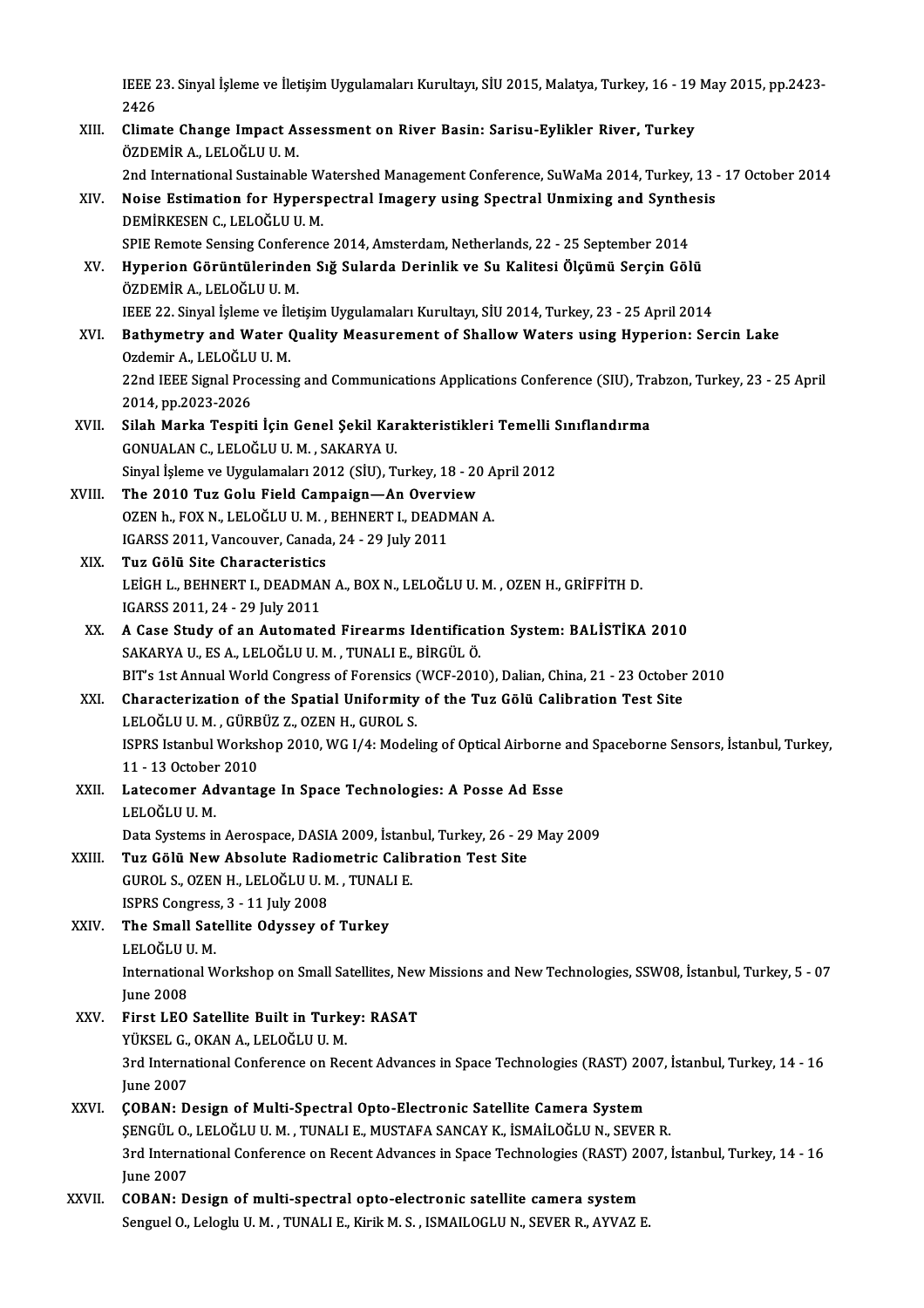IEEE 23. Sinyal İşleme ve İletişim Uygulamaları Kurultayı, SİU 2015, Malatya, Turkey, 16 - 19 May 2015, pp.2423-2426

XIII. **Climate Change Impact Assessment on River Basin: Sarisu-Eylikler River, Turkey**
ÖZDEMİR A., LELOĞLU U. M.
2nd International Sustainable Watershed Management Conference, SuWaMa 2014, Turkey, 13 - 17 October 2014

XIV. **Noise Estimation for Hyperspectral Imagery using Spectral Unmixing and Synthesis**
DEMİRKESEN C., LELOĞLU U. M.
SPIE Remote Sensing Conference 2014, Amsterdam, Netherlands, 22 - 25 September 2014

XV. **Hyperion Görüntülerinden Sığ Sularda Derinlik ve Su Kalitesi Ölçümü Serçin Gölü**
ÖZDEMİR A., LELOĞLU U. M.
IEEE 22. Sinyal İşleme ve İletişim Uygulamaları Kurultayı, SİU 2014, Turkey, 23 - 25 April 2014

XVI. **Bathymetry and Water Quality Measurement of Shallow Waters using Hyperion: Sercin Lake**
Ozdemir A., LELOĞLU U. M.
22nd IEEE Signal Processing and Communications Applications Conference (SIU), Trabzon, Turkey, 23 - 25 April 2014, pp.2023-2026

XVII. **Silah Marka Tespiti İçin Genel Şekil Karakteristikleri Temelli Sınıflandırma**
GONUALAN C., LELOĞLU U. M. , SAKARYA U.
Sinyal İşleme ve Uygulamaları 2012 (SİU), Turkey, 18 - 20 April 2012

XVIII. **The 2010 Tuz Golu Field Campaign—An Overview**
OZEN h., FOX N., LELOĞLU U. M. , BEHNERT I., DEADMAN A.
IGARSS 2011, Vancouver, Canada, 24 - 29 July 2011

XIX. **Tuz Gölü Site Characteristics**
LEİGH L., BEHNERT I., DEADMAN A., BOX N., LELOĞLU U. M. , OZEN H., GRİFFİTH D.
IGARSS 2011, 24 - 29 July 2011

XX. **A Case Study of an Automated Firearms Identification System: BALİSTİKA 2010**
SAKARYA U., ES A., LELOĞLU U. M. , TUNALI E., BİRGÜL Ö.
BIT's 1st Annual World Congress of Forensics (WCF-2010), Dalian, China, 21 - 23 October 2010

XXI. **Characterization of the Spatial Uniformity of the Tuz Gölü Calibration Test Site**
LELOĞLU U. M. , GÜRBÜZ Z., OZEN H., GUROL S.
ISPRS Istanbul Workshop 2010, WG I/4: Modeling of Optical Airborne and Spaceborne Sensors, İstanbul, Turkey, 11 - 13 October 2010

XXII. **Latecomer Advantage In Space Technologies: A Posse Ad Esse**
LELOĞLU U. M.
Data Systems in Aerospace, DASIA 2009, İstanbul, Turkey, 26 - 29 May 2009

XXIII. **Tuz Gölü New Absolute Radiometric Calibration Test Site**
GUROL S., OZEN H., LELOĞLU U. M. , TUNALI E.
ISPRS Congress, 3 - 11 July 2008

XXIV. **The Small Satellite Odyssey of Turkey**
LELOĞLU U. M.
International Workshop on Small Satellites, New Missions and New Technologies, SSW08, İstanbul, Turkey, 5 - 07 June 2008

XXV. **First LEO Satellite Built in Turkey: RASAT**
YÜKSEL G., OKAN A., LELOĞLU U. M.
3rd International Conference on Recent Advances in Space Technologies (RAST) 2007, İstanbul, Turkey, 14 - 16 June 2007

XXVI. **ÇOBAN: Design of Multi-Spectral Opto-Electronic Satellite Camera System**
ŞENGÜL O., LELOĞLU U. M. , TUNALI E., MUSTAFA SANCAY K., İSMAİLOĞLU N., SEVER R.
3rd International Conference on Recent Advances in Space Technologies (RAST) 2007, İstanbul, Turkey, 14 - 16 June 2007

XXVII. **COBAN: Design of multi-spectral opto-electronic satellite camera system**
Senguel O., Leloglu U. M. , TUNALI E., Kirik M. S. , ISMAILOGLU N., SEVER R., AYVAZ E.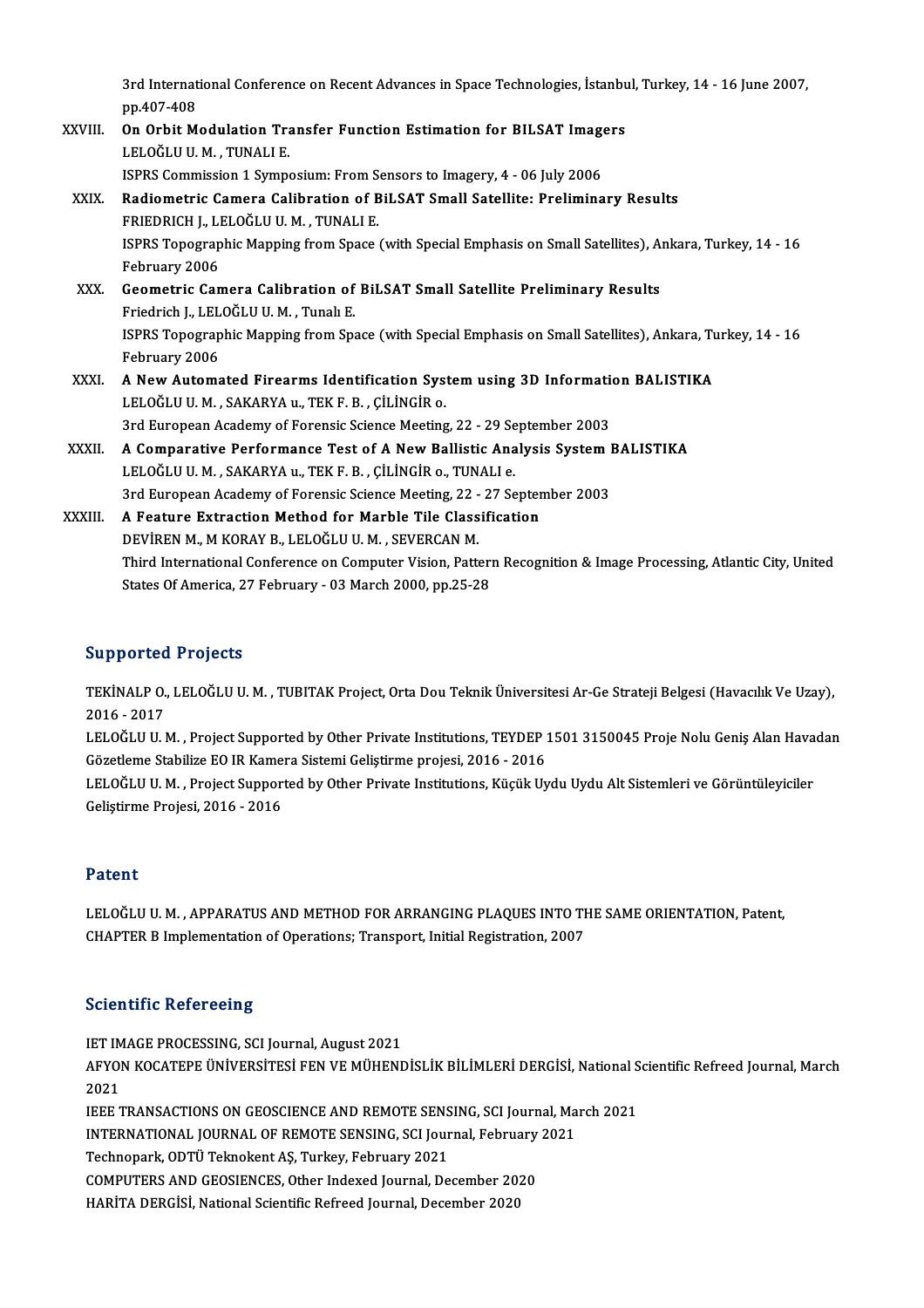3rd International Conference on Recent Advances in Space Technologies, İstanbul, Turkey, 14 - 16 June 2007, pp.407-408

XXVIII. **On Orbit Modulation Transfer Function Estimation for BILSAT Imagers**
LELOĞLU U. M. , TUNALI E.
ISPRS Commission 1 Symposium: From Sensors to Imagery, 4 - 06 July 2006

XXIX. **Radiometric Camera Calibration of BiLSAT Small Satellite: Preliminary Results**
FRIEDRICH J., LELOĞLU U. M. , TUNALI E.
ISPRS Topographic Mapping from Space (with Special Emphasis on Small Satellites), Ankara, Turkey, 14 - 16 February 2006

XXX. **Geometric Camera Calibration of BiLSAT Small Satellite Preliminary Results**
Friedrich J., LELOĞLU U. M. , Tunalı E.
ISPRS Topographic Mapping from Space (with Special Emphasis on Small Satellites), Ankara, Turkey, 14 - 16 February 2006

XXXI. **A New Automated Firearms Identification System using 3D Information BALISTIKA**
LELOĞLU U. M. , SAKARYA u., TEK F. B. , ÇİLİNGİR o.
3rd European Academy of Forensic Science Meeting, 22 - 29 September 2003

XXXII. **A Comparative Performance Test of A New Ballistic Analysis System BALISTIKA**
LELOĞLU U. M. , SAKARYA u., TEK F. B. , ÇİLİNGİR o., TUNALI e.
3rd European Academy of Forensic Science Meeting, 22 - 27 September 2003

XXXIII. **A Feature Extraction Method for Marble Tile Classification**
DEVİREN M., M KORAY B., LELOĞLU U. M. , SEVERCAN M.
Third International Conference on Computer Vision, Pattern Recognition & Image Processing, Atlantic City, United States Of America, 27 February - 03 March 2000, pp.25-28

## Supported Projects

TEKİNALP O., LELOĞLU U. M. , TUBITAK Project, Orta Dou Teknik Üniversitesi Ar-Ge Strateji Belgesi (Havacılık Ve Uzay), 2016 - 2017

LELOĞLU U. M. , Project Supported by Other Private Institutions, TEYDEP 1501 3150045 Proje Nolu Geniş Alan Havadan Gözetleme Stabilize EO IR Kamera Sistemi Geliştirme projesi, 2016 - 2016

LELOĞLU U. M. , Project Supported by Other Private Institutions, Küçük Uydu Uydu Alt Sistemleri ve Görüntüleyiciler Geliştirme Projesi, 2016 - 2016

## Patent

LELOĞLU U. M. , APPARATUS AND METHOD FOR ARRANGING PLAQUES INTO THE SAME ORIENTATION, Patent, CHAPTER B Implementation of Operations; Transport, Initial Registration, 2007

## Scientific Refereeing

IET IMAGE PROCESSING, SCI Journal, August 2021
AFYON KOCATEPE ÜNİVERSİTESİ FEN VE MÜHENDİSLİK BİLİMLERİ DERGİSİ, National Scientific Refreed Journal, March 2021
IEEE TRANSACTIONS ON GEOSCIENCE AND REMOTE SENSING, SCI Journal, March 2021
INTERNATIONAL JOURNAL OF REMOTE SENSING, SCI Journal, February 2021
Technopark, ODTÜ Teknokent AŞ, Turkey, February 2021
COMPUTERS AND GEOSIENCES, Other Indexed Journal, December 2020
HARİTA DERGİSİ, National Scientific Refreed Journal, December 2020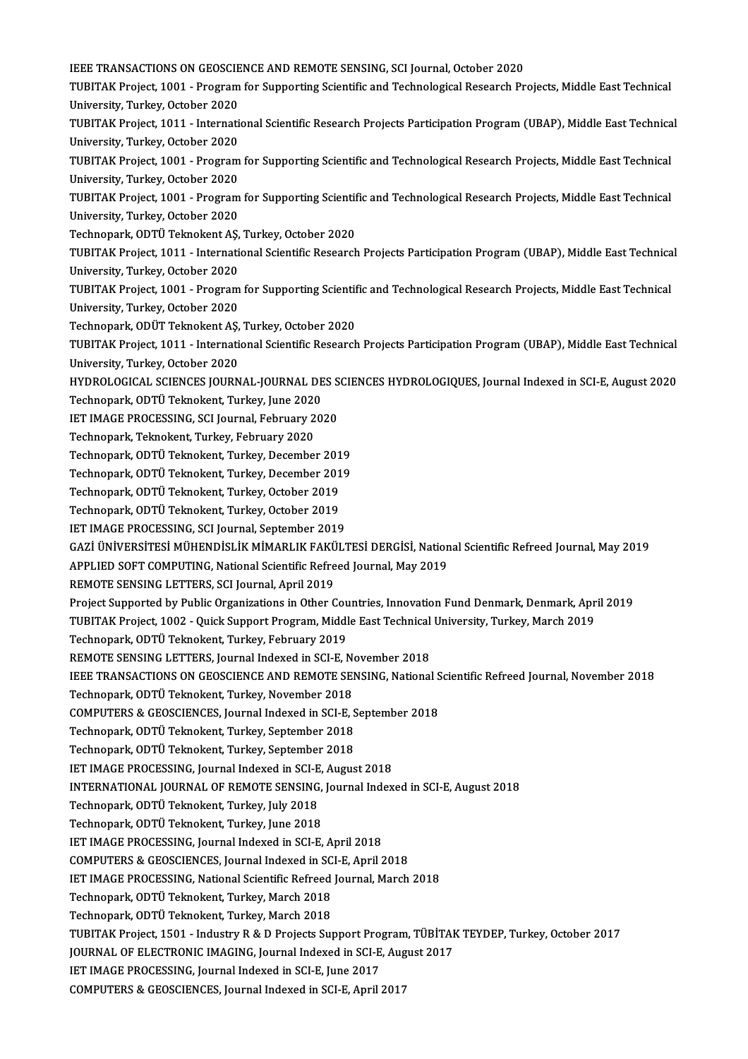IEEE TRANSACTIONS ON GEOSCIENCE AND REMOTE SENSING, SCI Journal, October 2020

TUBITAK Project, 1001 - Program for Supporting Scientific and Technological Research Projects, Middle East Technical University, Turkey, October 2020

TUBITAK Project, 1011 - International Scientific Research Projects Participation Program (UBAP), Middle East Technical University, Turkey, October 2020

TUBITAK Project, 1001 - Program for Supporting Scientific and Technological Research Projects, Middle East Technical University, Turkey, October 2020

TUBITAK Project, 1001 - Program for Supporting Scientific and Technological Research Projects, Middle East Technical University, Turkey, October 2020

Technopark, ODTÜ Teknokent AŞ, Turkey, October 2020

TUBITAK Project, 1011 - International Scientific Research Projects Participation Program (UBAP), Middle East Technical University, Turkey, October 2020

TUBITAK Project, 1001 - Program for Supporting Scientific and Technological Research Projects, Middle East Technical University, Turkey, October 2020

Technopark, ODÜT Teknokent AŞ, Turkey, October 2020

TUBITAK Project, 1011 - International Scientific Research Projects Participation Program (UBAP), Middle East Technical University, Turkey, October 2020

HYDROLOGICAL SCIENCES JOURNAL-JOURNAL DES SCIENCES HYDROLOGIQUES, Journal Indexed in SCI-E, August 2020

Technopark, ODTÜ Teknokent, Turkey, June 2020

IET IMAGE PROCESSING, SCI Journal, February 2020

Technopark, Teknokent, Turkey, February 2020

Technopark, ODTÜ Teknokent, Turkey, December 2019

Technopark, ODTÜ Teknokent, Turkey, December 2019

Technopark, ODTÜ Teknokent, Turkey, October 2019

Technopark, ODTÜ Teknokent, Turkey, October 2019

IET IMAGE PROCESSING, SCI Journal, September 2019

GAZİ ÜNİVERSİTESİ MÜHENDİSLİK MİMARLIK FAKÜLTESİ DERGİSİ, National Scientific Refreed Journal, May 2019

APPLIED SOFT COMPUTING, National Scientific Refreed Journal, May 2019

REMOTE SENSING LETTERS, SCI Journal, April 2019

Project Supported by Public Organizations in Other Countries, Innovation Fund Denmark, Denmark, April 2019

TUBITAK Project, 1002 - Quick Support Program, Middle East Technical University, Turkey, March 2019

Technopark, ODTÜ Teknokent, Turkey, February 2019

REMOTE SENSING LETTERS, Journal Indexed in SCI-E, November 2018

IEEE TRANSACTIONS ON GEOSCIENCE AND REMOTE SENSING, National Scientific Refreed Journal, November 2018

Technopark, ODTÜ Teknokent, Turkey, November 2018

COMPUTERS & GEOSCIENCES, Journal Indexed in SCI-E, September 2018

Technopark, ODTÜ Teknokent, Turkey, September 2018

Technopark, ODTÜ Teknokent, Turkey, September 2018

IET IMAGE PROCESSING, Journal Indexed in SCI-E, August 2018

INTERNATIONAL JOURNAL OF REMOTE SENSING, Journal Indexed in SCI-E, August 2018

Technopark, ODTÜ Teknokent, Turkey, July 2018

Technopark, ODTÜ Teknokent, Turkey, June 2018

IET IMAGE PROCESSING, Journal Indexed in SCI-E, April 2018

COMPUTERS & GEOSCIENCES, Journal Indexed in SCI-E, April 2018

IET IMAGE PROCESSING, National Scientific Refreed Journal, March 2018

Technopark, ODTÜ Teknokent, Turkey, March 2018

Technopark, ODTÜ Teknokent, Turkey, March 2018

TUBITAK Project, 1501 - Industry R & D Projects Support Program, TÜBİTAK TEYDEP, Turkey, October 2017

JOURNAL OF ELECTRONIC IMAGING, Journal Indexed in SCI-E, August 2017

IET IMAGE PROCESSING, Journal Indexed in SCI-E, June 2017

COMPUTERS & GEOSCIENCES, Journal Indexed in SCI-E, April 2017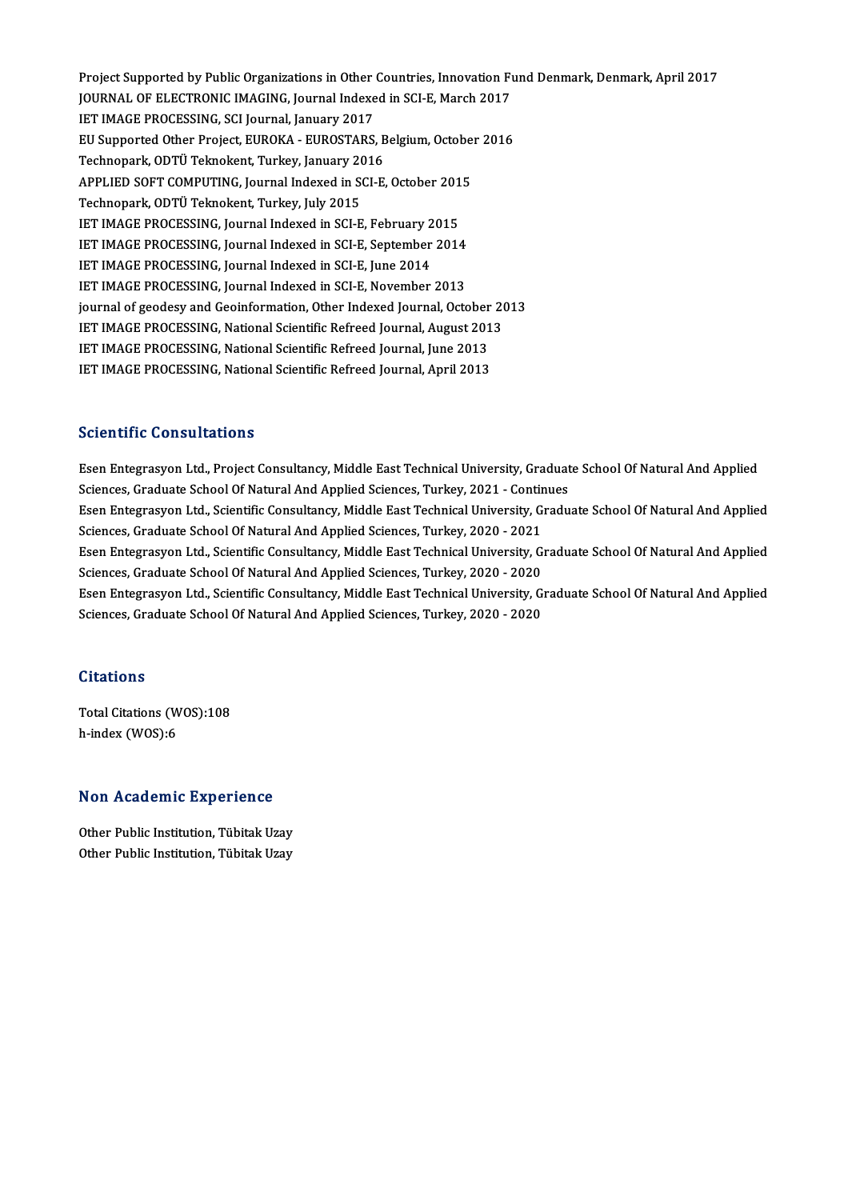Project Supported by Public Organizations in Other Countries, Innovation Fund Denmark, Denmark, April 2017
JOURNAL OF ELECTRONIC IMAGING, Journal Indexed in SCI-E, March 2017
IET IMAGE PROCESSING, SCI Journal, January 2017
EU Supported Other Project, EUROKA - EUROSTARS, Belgium, October 2016
Technopark, ODTÜ Teknokent, Turkey, January 2016
APPLIED SOFT COMPUTING, Journal Indexed in SCI-E, October 2015
Technopark, ODTÜ Teknokent, Turkey, July 2015
IET IMAGE PROCESSING, Journal Indexed in SCI-E, February 2015
IET IMAGE PROCESSING, Journal Indexed in SCI-E, September 2014
IET IMAGE PROCESSING, Journal Indexed in SCI-E, June 2014
IET IMAGE PROCESSING, Journal Indexed in SCI-E, November 2013
journal of geodesy and Geoinformation, Other Indexed Journal, October 2013
IET IMAGE PROCESSING, National Scientific Refreed Journal, August 2013
IET IMAGE PROCESSING, National Scientific Refreed Journal, June 2013
IET IMAGE PROCESSING, National Scientific Refreed Journal, April 2013

## Scientific Consultations

Esen Entegrasyon Ltd., Project Consultancy, Middle East Technical University, Graduate School Of Natural And Applied Sciences, Graduate School Of Natural And Applied Sciences, Turkey, 2021 - Continues
Esen Entegrasyon Ltd., Scientific Consultancy, Middle East Technical University, Graduate School Of Natural And Applied Sciences, Graduate School Of Natural And Applied Sciences, Turkey, 2020 - 2021
Esen Entegrasyon Ltd., Scientific Consultancy, Middle East Technical University, Graduate School Of Natural And Applied Sciences, Graduate School Of Natural And Applied Sciences, Turkey, 2020 - 2020
Esen Entegrasyon Ltd., Scientific Consultancy, Middle East Technical University, Graduate School Of Natural And Applied Sciences, Graduate School Of Natural And Applied Sciences, Turkey, 2020 - 2020

## Citations

Total Citations (WOS):108
h-index (WOS):6

## Non Academic Experience

Other Public Institution, Tübitak Uzay
Other Public Institution, Tübitak Uzay